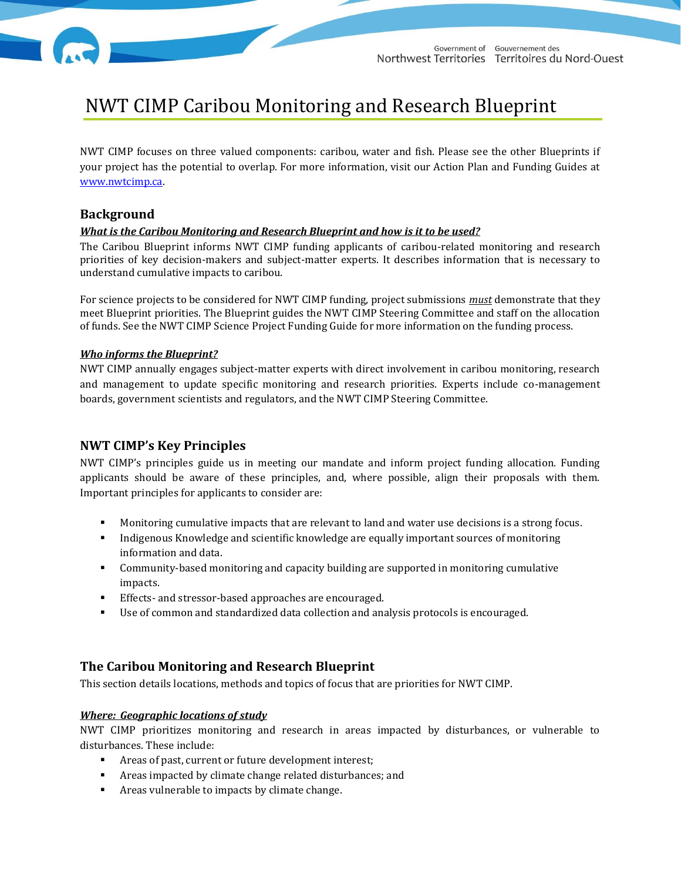# NWT CIMP Caribou Monitoring and Research Blueprint

NWT CIMP focuses on three valued components: caribou, water and fish. Please see the other Blueprints if your project has the potential to overlap. For more information, visit our Action Plan and Funding Guides at [www.nwtcimp.ca](http://www.nwtcimp.ca).

## Background

***What is the Caribou Monitoring and Research Blueprint and how is it to be used?***

The Caribou Blueprint informs NWT CIMP funding applicants of caribou-related monitoring and research priorities of key decision-makers and subject-matter experts. It describes information that is necessary to understand cumulative impacts to caribou.

For science projects to be considered for NWT CIMP funding, project submissions ***must*** demonstrate that they meet Blueprint priorities. The Blueprint guides the NWT CIMP Steering Committee and staff on the allocation of funds. See the NWT CIMP Science Project Funding Guide for more information on the funding process.

***Who informs the Blueprint?***

NWT CIMP annually engages subject-matter experts with direct involvement in caribou monitoring, research and management to update specific monitoring and research priorities. Experts include co-management boards, government scientists and regulators, and the NWT CIMP Steering Committee.

## NWT CIMP's Key Principles

NWT CIMP's principles guide us in meeting our mandate and inform project funding allocation. Funding applicants should be aware of these principles, and, where possible, align their proposals with them. Important principles for applicants to consider are:

- Monitoring cumulative impacts that are relevant to land and water use decisions is a strong focus.
- Indigenous Knowledge and scientific knowledge are equally important sources of monitoring information and data.
- Community-based monitoring and capacity building are supported in monitoring cumulative impacts.
- Effects- and stressor-based approaches are encouraged.
- Use of common and standardized data collection and analysis protocols is encouraged.

## The Caribou Monitoring and Research Blueprint

This section details locations, methods and topics of focus that are priorities for NWT CIMP.

***Where: Geographic locations of study***

NWT CIMP prioritizes monitoring and research in areas impacted by disturbances, or vulnerable to disturbances. These include:

- Areas of past, current or future development interest;
- Areas impacted by climate change related disturbances; and
- Areas vulnerable to impacts by climate change.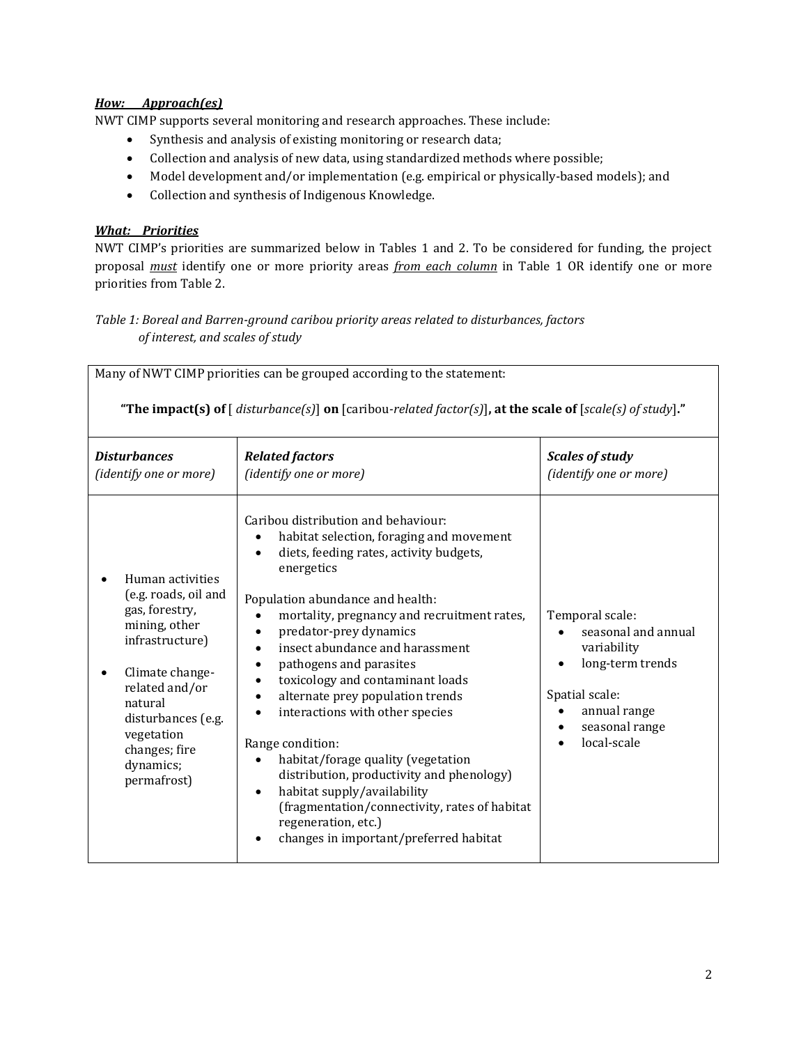***How:  Approach(es)***

NWT CIMP supports several monitoring and research approaches. These include:

- Synthesis and analysis of existing monitoring or research data;
- Collection and analysis of new data, using standardized methods where possible;
- Model development and/or implementation (e.g. empirical or physically-based models); and
- Collection and synthesis of Indigenous Knowledge.

***What:  Priorities***

NWT CIMP's priorities are summarized below in Tables 1 and 2. To be considered for funding, the project proposal ***must*** identify one or more priority areas ***from each column*** in Table 1 OR identify one or more priorities from Table 2.

*Table 1: Boreal and Barren-ground caribou priority areas related to disturbances, factors of interest, and scales of study*

Many of NWT CIMP priorities can be grouped according to the statement:

**"The impact(s) of** [ *disturbance(s)*] **on** [caribou-*related factor(s)*]**, at the scale of** [*scale(s) of study*]**."**

| ***Disturbances*** *(identify one or more)* | ***Related factors*** *(identify one or more)* | ***Scales of study*** *(identify one or more)* |
|---|---|---|
| • Human activities (e.g. roads, oil and gas, forestry, mining, other infrastructure)<br><br>• Climate change-related and/or natural disturbances (e.g. vegetation changes; fire dynamics; permafrost) | Caribou distribution and behaviour:<br>• habitat selection, foraging and movement<br>• diets, feeding rates, activity budgets, energetics<br><br>Population abundance and health:<br>• mortality, pregnancy and recruitment rates,<br>• predator-prey dynamics<br>• insect abundance and harassment<br>• pathogens and parasites<br>• toxicology and contaminant loads<br>• alternate prey population trends<br>• interactions with other species<br><br>Range condition:<br>• habitat/forage quality (vegetation distribution, productivity and phenology)<br>• habitat supply/availability (fragmentation/connectivity, rates of habitat regeneration, etc.)<br>• changes in important/preferred habitat | Temporal scale:<br>• seasonal and annual variability<br>• long-term trends<br><br>Spatial scale:<br>• annual range<br>• seasonal range<br>• local-scale |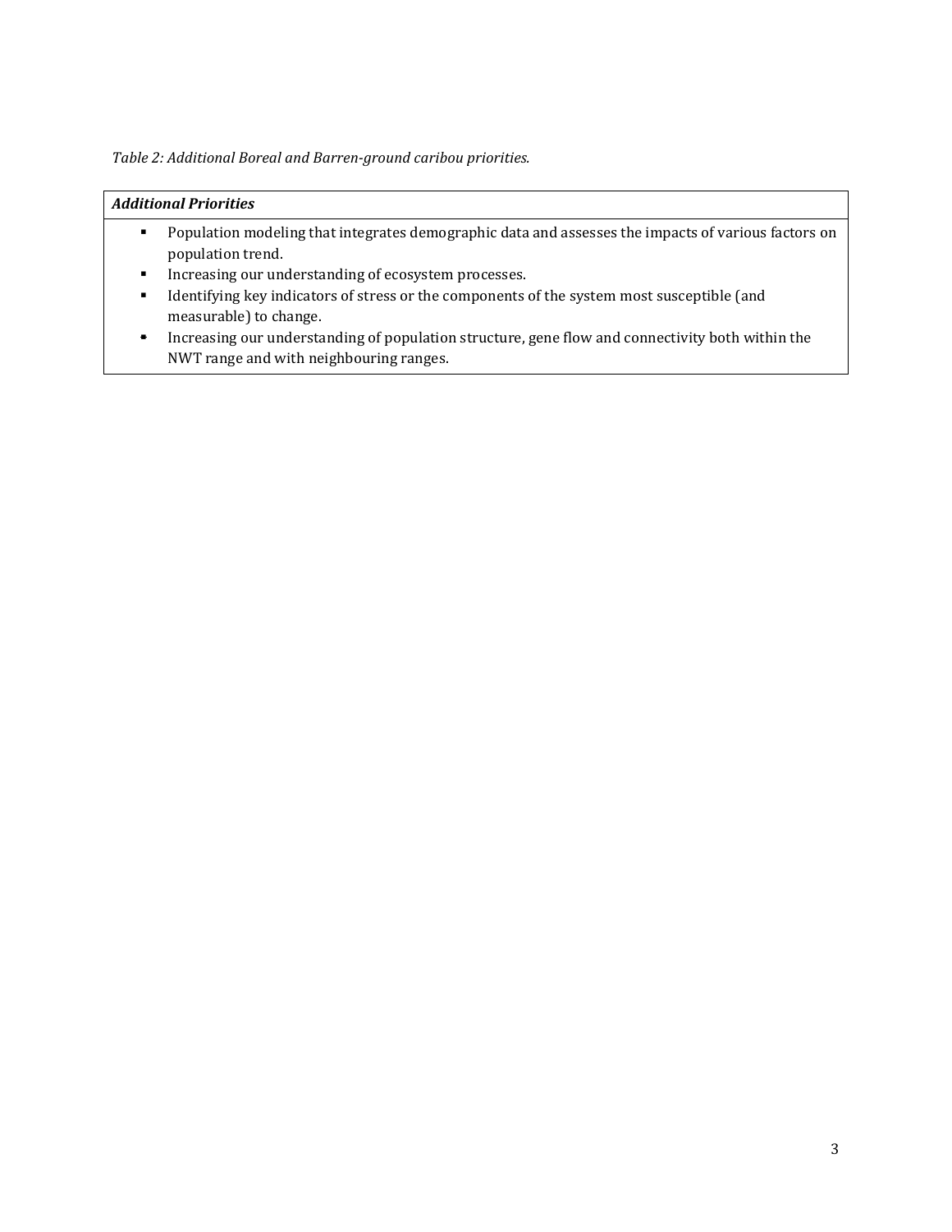*Table 2: Additional Boreal and Barren-ground caribou priorities.*

| ***Additional Priorities*** |
|---|
| ▪ Population modeling that integrates demographic data and assesses the impacts of various factors on population trend.<br>▪ Increasing our understanding of ecosystem processes.<br>▪ Identifying key indicators of stress or the components of the system most susceptible (and measurable) to change.<br>▪ Increasing our understanding of population structure, gene flow and connectivity both within the NWT range and with neighbouring ranges. |